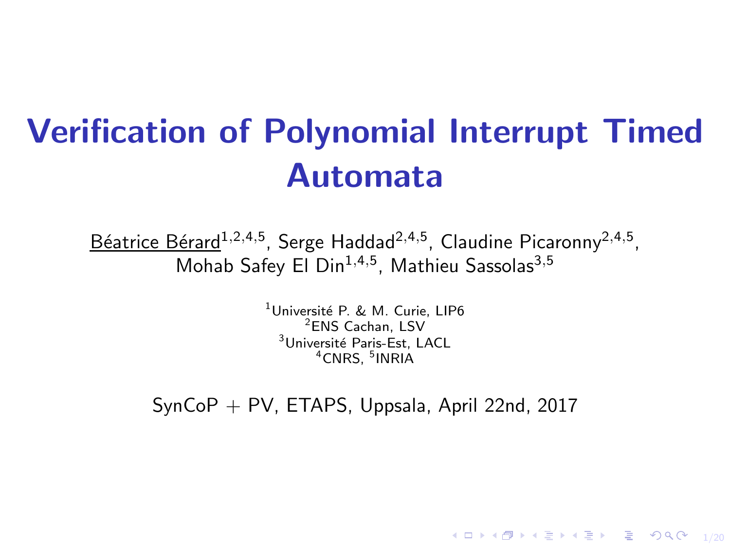# Verification of Polynomial Interrupt Timed Automata

Béatrice Bérard[1,2,4,5], Serge Haddad[2,4,5], Claudine Picaronny[2,4,5], Mohab Safey El Din[1,4,5], Mathieu Sassolas[3,5]

[1]Université P. & M. Curie, LIP6
[2]ENS Cachan, LSV
[3]Université Paris-Est, LACL
[4]CNRS, [5]INRIA

SynCoP + PV, ETAPS, Uppsala, April 22nd, 2017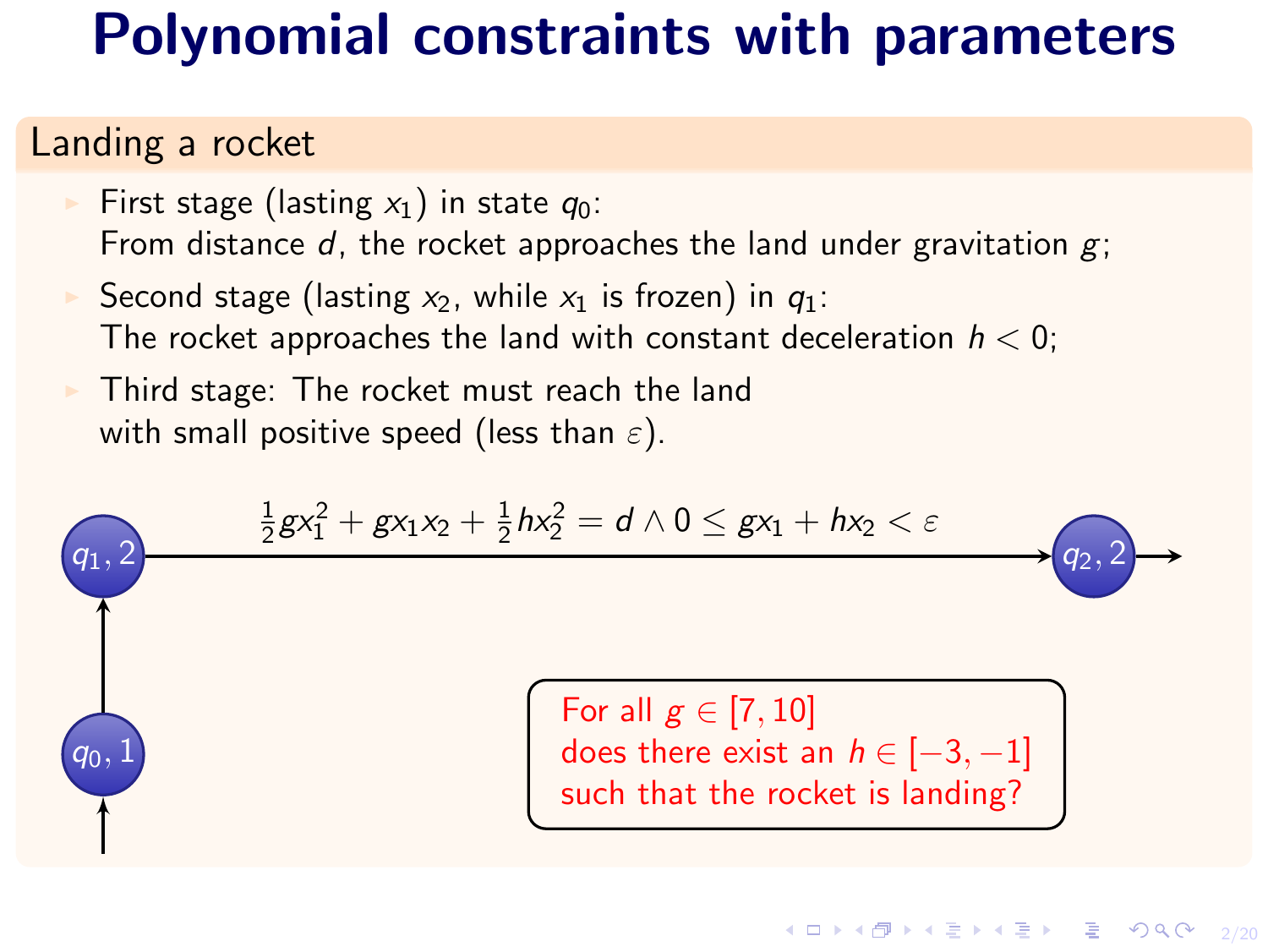# Polynomial constraints with parameters

## Landing a rocket

- First stage (lasting $x_1$) in state $q_0$:
  From distance $d$, the rocket approaches the land under gravitation $g$;
- Second stage (lasting $x_2$, while $x_1$ is frozen) in $q_1$:
  The rocket approaches the land with constant deceleration $h < 0$;
- Third stage: The rocket must reach the land with small positive speed (less than $\varepsilon$).

$(q_0, 1) \rightarrow (q_1, 2)$

$(q_1, 2) \xrightarrow{\frac{1}{2}gx_1^2 + gx_1x_2 + \frac{1}{2}hx_2^2 = d \wedge 0 \leq gx_1 + hx_2 < \varepsilon} (q_2, 2)$

For all $g \in [7, 10]$
does there exist an $h \in [-3, -1]$
such that the rocket is landing?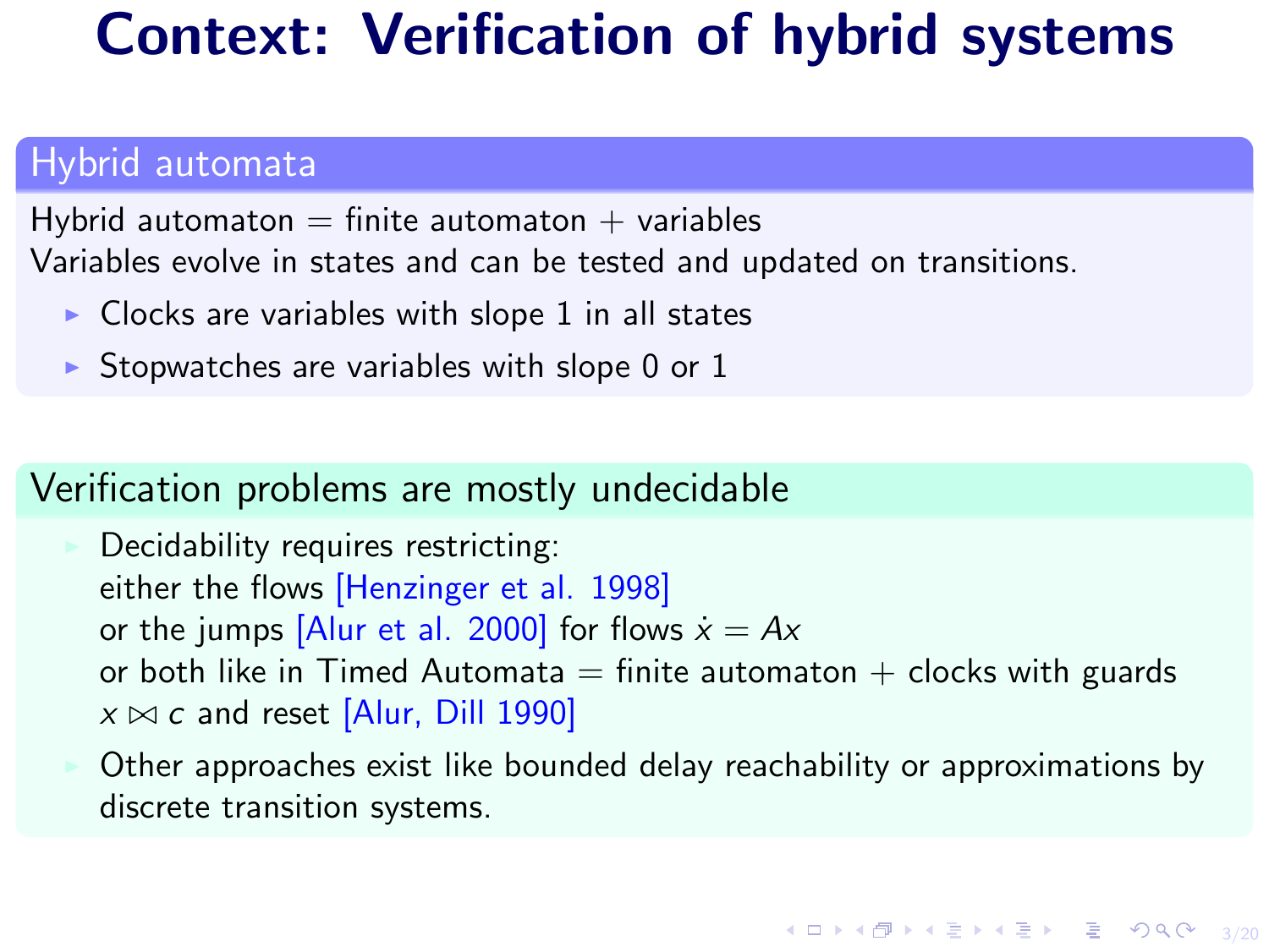# Context: Verification of hybrid systems

## Hybrid automata

Hybrid automaton = finite automaton + variables
Variables evolve in states and can be tested and updated on transitions.

- Clocks are variables with slope 1 in all states
- Stopwatches are variables with slope 0 or 1

## Verification problems are mostly undecidable

- Decidability requires restricting:
  either the flows [Henzinger et al. 1998]
  or the jumps [Alur et al. 2000] for flows $\dot{x} = Ax$
  or both like in Timed Automata = finite automaton + clocks with guards $x \bowtie c$ and reset [Alur, Dill 1990]
- Other approaches exist like bounded delay reachability or approximations by discrete transition systems.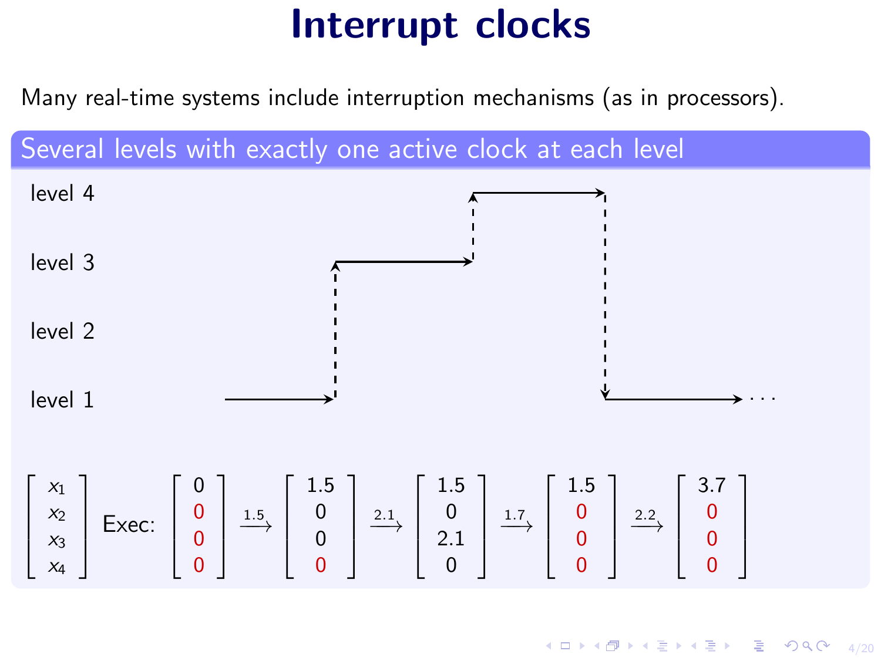# Interrupt clocks

Many real-time systems include interruption mechanisms (as in processors).

## Several levels with exactly one active clock at each level

level 4

level 3

level 2

level 1

$$\begin{bmatrix} x_1 \\ x_2 \\ x_3 \\ x_4 \end{bmatrix} \text{ Exec: } \begin{bmatrix} 0 \\ 0 \\ 0 \\ 0 \end{bmatrix} \xrightarrow{1.5} \begin{bmatrix} 1.5 \\ 0 \\ 0 \\ 0 \end{bmatrix} \xrightarrow{2.1} \begin{bmatrix} 1.5 \\ 0 \\ 2.1 \\ 0 \end{bmatrix} \xrightarrow{1.7} \begin{bmatrix} 1.5 \\ 0 \\ 0 \\ 0 \end{bmatrix} \xrightarrow{2.2} \begin{bmatrix} 3.7 \\ 0 \\ 0 \\ 0 \end{bmatrix}$$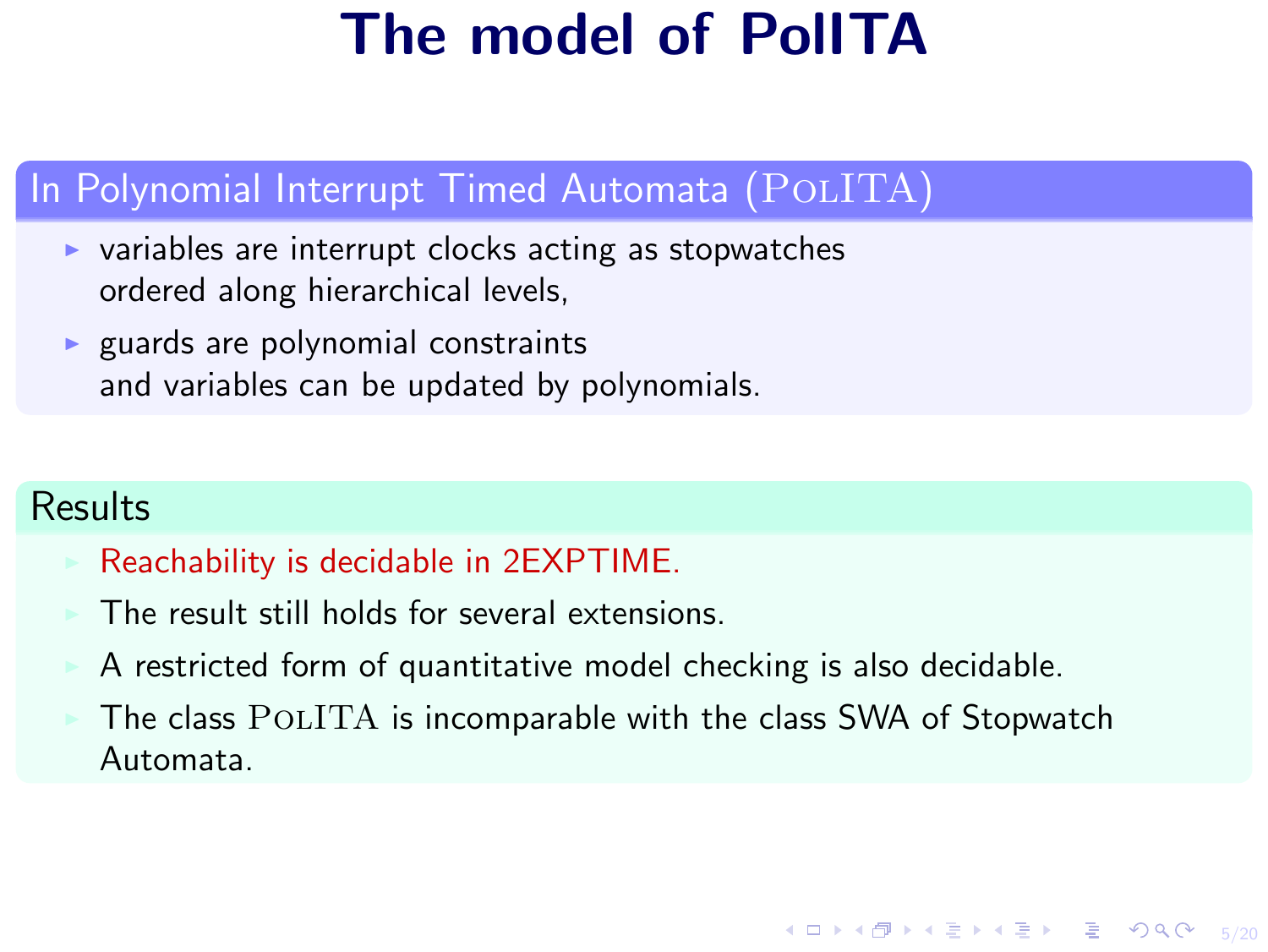# The model of PolITA

## In Polynomial Interrupt Timed Automata (PolITA)

- variables are interrupt clocks acting as stopwatches ordered along hierarchical levels,
- guards are polynomial constraints and variables can be updated by polynomials.

## Results

- Reachability is decidable in 2EXPTIME.
- The result still holds for several extensions.
- A restricted form of quantitative model checking is also decidable.
- The class PolITA is incomparable with the class SWA of Stopwatch Automata.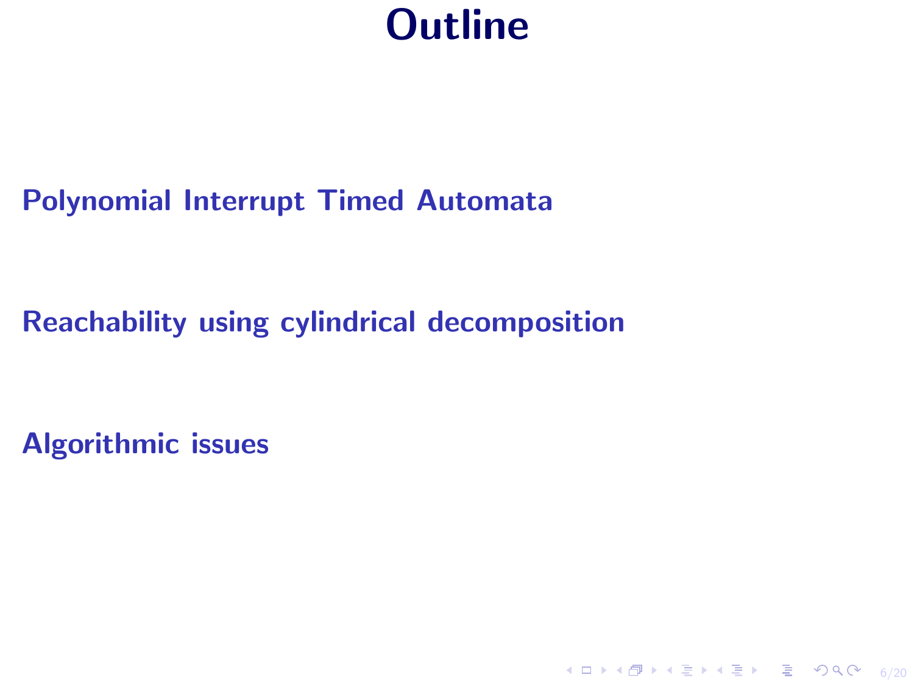# Outline

**Polynomial Interrupt Timed Automata**

**Reachability using cylindrical decomposition**

**Algorithmic issues**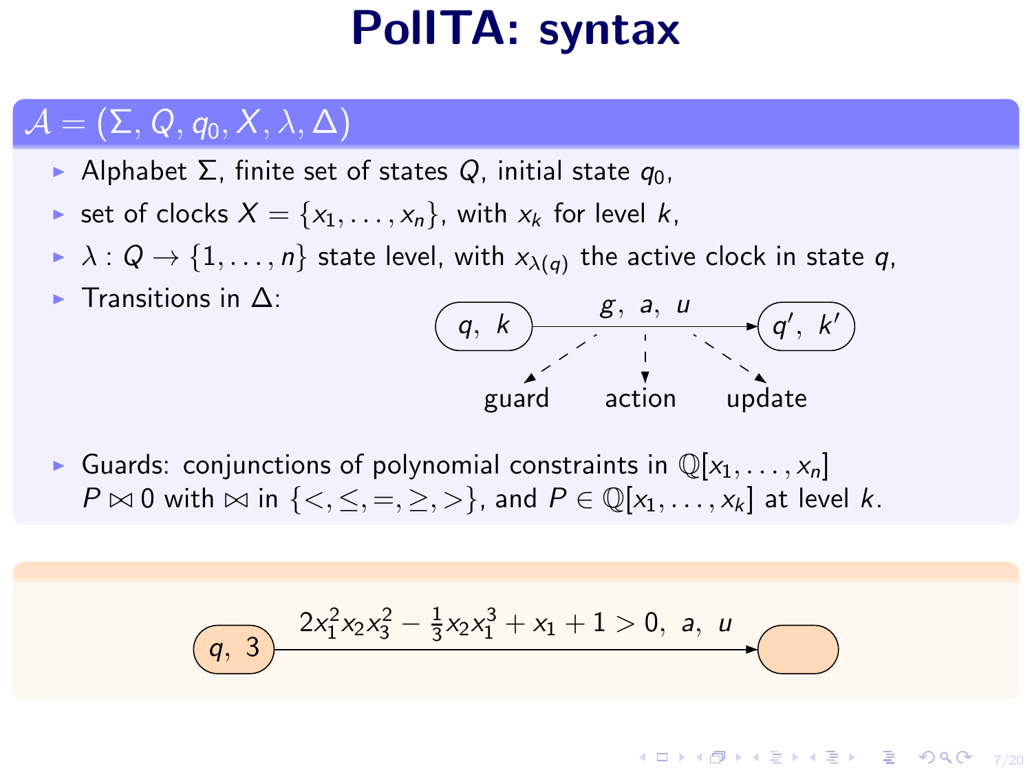# PolITA: syntax

## $\mathcal{A} = (\Sigma, Q, q_0, X, \lambda, \Delta)$

- Alphabet $\Sigma$, finite set of states $Q$, initial state $q_0$,
- set of clocks $X = \{x_1, \ldots, x_n\}$, with $x_k$ for level $k$,
- $\lambda : Q \to \{1, \ldots, n\}$ state level, with $x_{\lambda(q)}$ the active clock in state $q$,
- Transitions in $\Delta$:

$$(q,\ k) \xrightarrow{g,\ a,\ u} (q',\ k')$$

guard ($g$), action ($a$), update ($u$)

- Guards: conjunctions of polynomial constraints in $\mathbb{Q}[x_1, \ldots, x_n]$
  $P \bowtie 0$ with $\bowtie$ in $\{<, \leq, =, \geq, >\}$, and $P \in \mathbb{Q}[x_1, \ldots, x_k]$ at level $k$.

---

$$(q,\ 3) \xrightarrow{2x_1^2x_2x_3^2 - \frac{1}{3}x_2x_1^3 + x_1 + 1 > 0,\ a,\ u} (\ \ )$$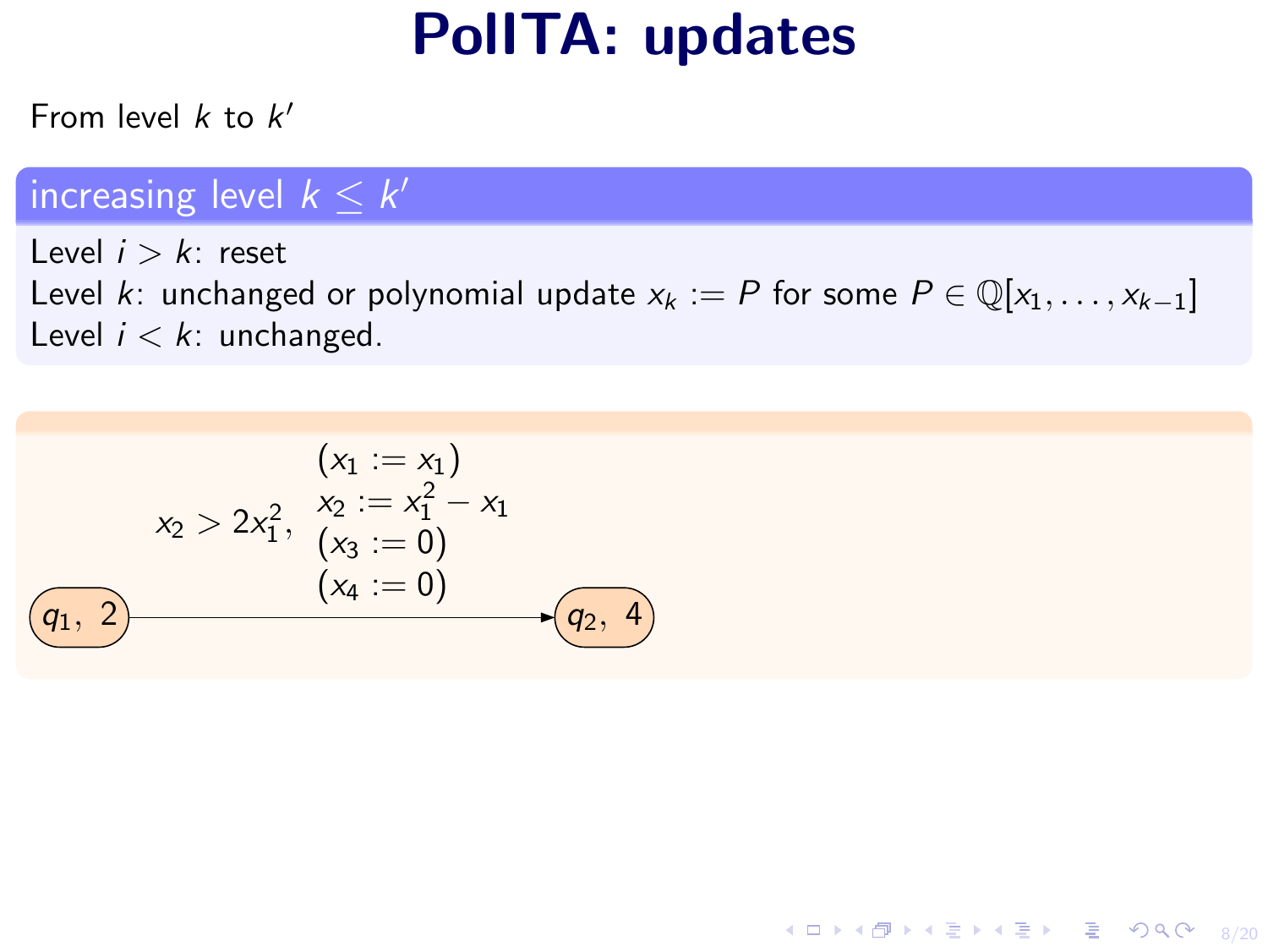# PolITA: updates

From level $k$ to $k'$

**increasing level $k \leq k'$**

Level $i > k$: reset
Level $k$: unchanged or polynomial update $x_k := P$ for some $P \in \mathbb{Q}[x_1, \ldots, x_{k-1}]$
Level $i < k$: unchanged.

$(q_1,\ 2) \xrightarrow{\; x_2 > 2x_1^2,\ (x_1 := x_1),\ x_2 := x_1^2 - x_1,\ (x_3 := 0),\ (x_4 := 0) \;} (q_2,\ 4)$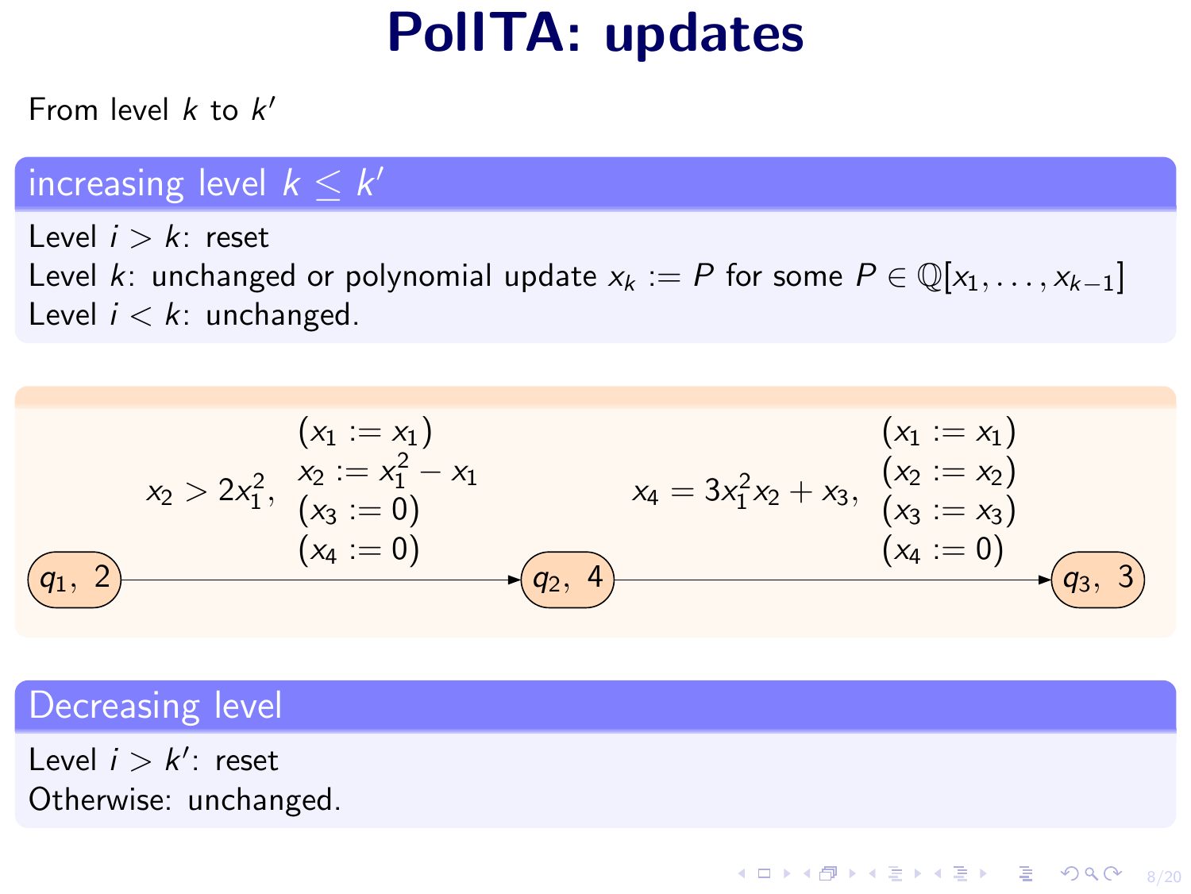# PolITA: updates

From level $k$ to $k'$

### increasing level $k \leq k'$

Level $i > k$: reset
Level $k$: unchanged or polynomial update $x_k := P$ for some $P \in \mathbb{Q}[x_1, \ldots, x_{k-1}]$
Level $i < k$: unchanged.

$(q_1, 2) \xrightarrow{x_2 > 2x_1^2,\ (x_1 := x_1),\ x_2 := x_1^2 - x_1,\ (x_3 := 0),\ (x_4 := 0)} (q_2, 4) \xrightarrow{x_4 = 3x_1^2 x_2 + x_3,\ (x_1 := x_1),\ (x_2 := x_2),\ (x_3 := x_3),\ (x_4 := 0)} (q_3, 3)$

### Decreasing level

Level $i > k'$: reset
Otherwise: unchanged.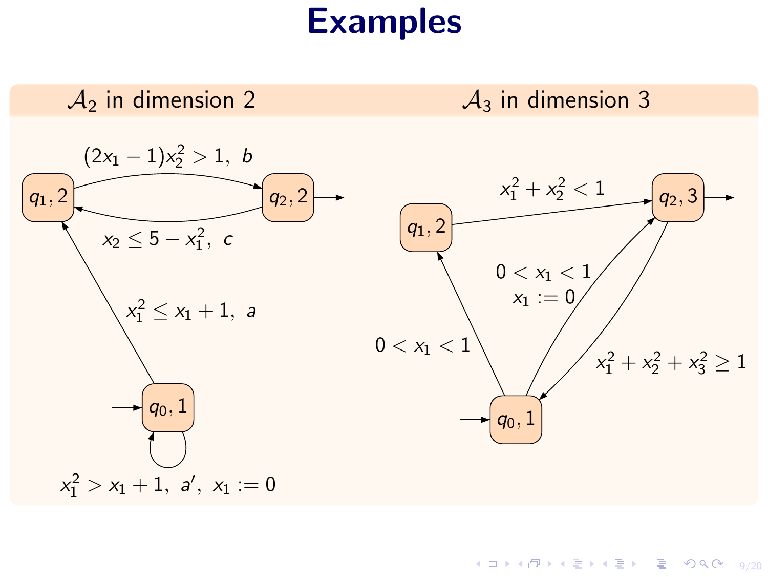# Examples

## $\mathcal{A}_2$ in dimension 2

States: $q_0, 1$ (initial); $q_1, 2$; $q_2, 2$ (final)

- $q_0 \to q_0$: $x_1^2 > x_1 + 1,\ a',\ x_1 := 0$
- $q_0 \to q_1$: $x_1^2 \leq x_1 + 1,\ a$
- $q_1 \to q_2$: $(2x_1 - 1)x_2^2 > 1,\ b$
- $q_2 \to q_1$: $x_2 \leq 5 - x_1^2,\ c$

## $\mathcal{A}_3$ in dimension 3

States: $q_0, 1$ (initial); $q_1, 2$; $q_2, 3$ (final)

- $q_0 \to q_1$: $0 < x_1 < 1$
- $q_0 \to q_2$: $0 < x_1 < 1$, $x_1 := 0$
- $q_1 \to q_2$: $x_1^2 + x_2^2 < 1$
- $q_2 \to q_0$: $x_1^2 + x_2^2 + x_3^2 \geq 1$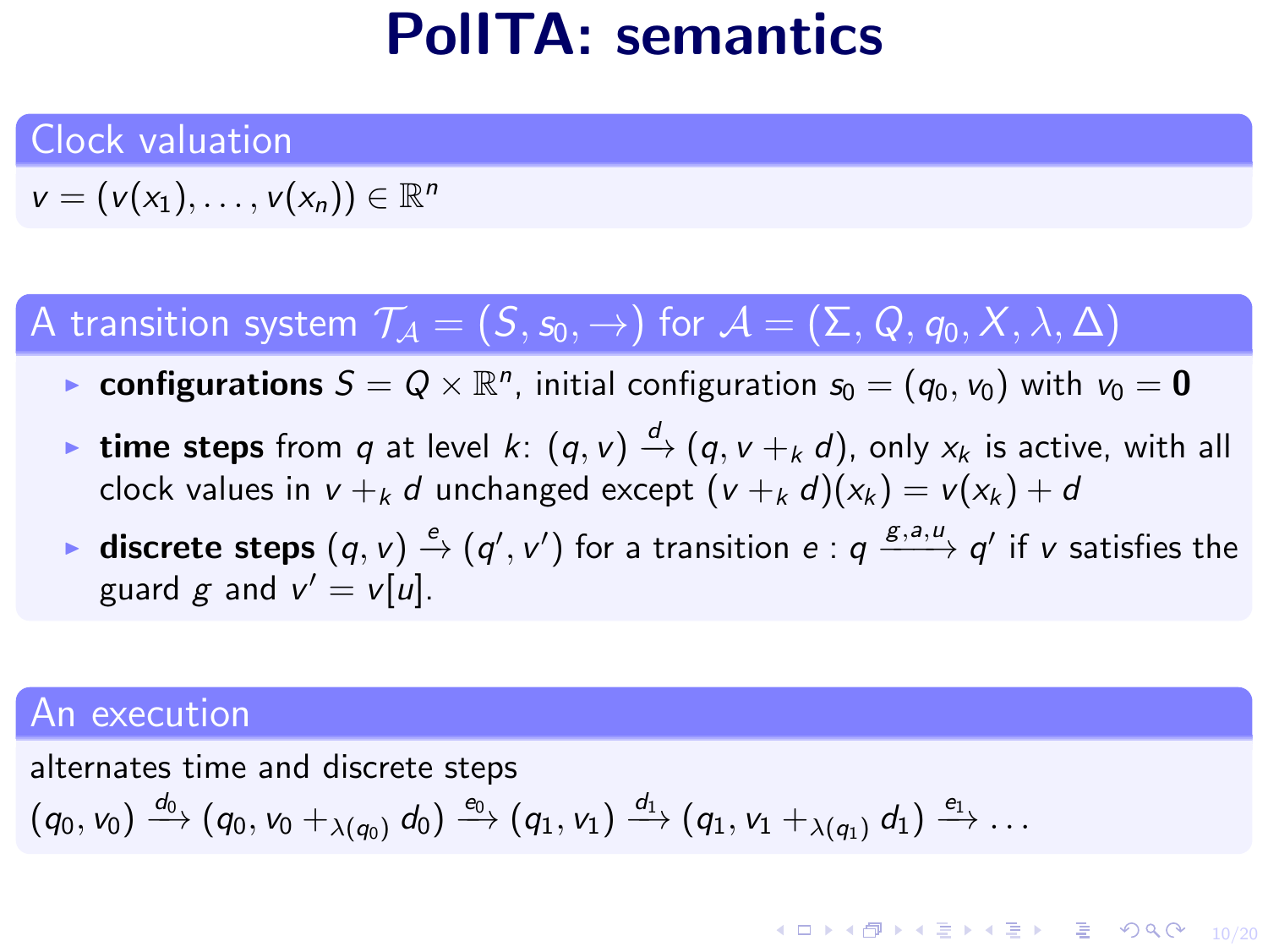# PolITA: semantics

## Clock valuation

$v = (v(x_1), \ldots, v(x_n)) \in \mathbb{R}^n$

## A transition system $\mathcal{T}_\mathcal{A} = (S, s_0, \to)$ for $\mathcal{A} = (\Sigma, Q, q_0, X, \lambda, \Delta)$

- **configurations** $S = Q \times \mathbb{R}^n$, initial configuration $s_0 = (q_0, v_0)$ with $v_0 = \mathbf{0}$
- **time steps** from $q$ at level $k$: $(q, v) \xrightarrow{d} (q, v +_k d)$, only $x_k$ is active, with all clock values in $v +_k d$ unchanged except $(v +_k d)(x_k) = v(x_k) + d$
- **discrete steps** $(q, v) \xrightarrow{e} (q', v')$ for a transition $e : q \xrightarrow{g,a,u} q'$ if $v$ satisfies the guard $g$ and $v' = v[u]$.

## An execution

alternates time and discrete steps

$(q_0, v_0) \xrightarrow{d_0} (q_0, v_0 +_{\lambda(q_0)} d_0) \xrightarrow{e_0} (q_1, v_1) \xrightarrow{d_1} (q_1, v_1 +_{\lambda(q_1)} d_1) \xrightarrow{e_1} \ldots$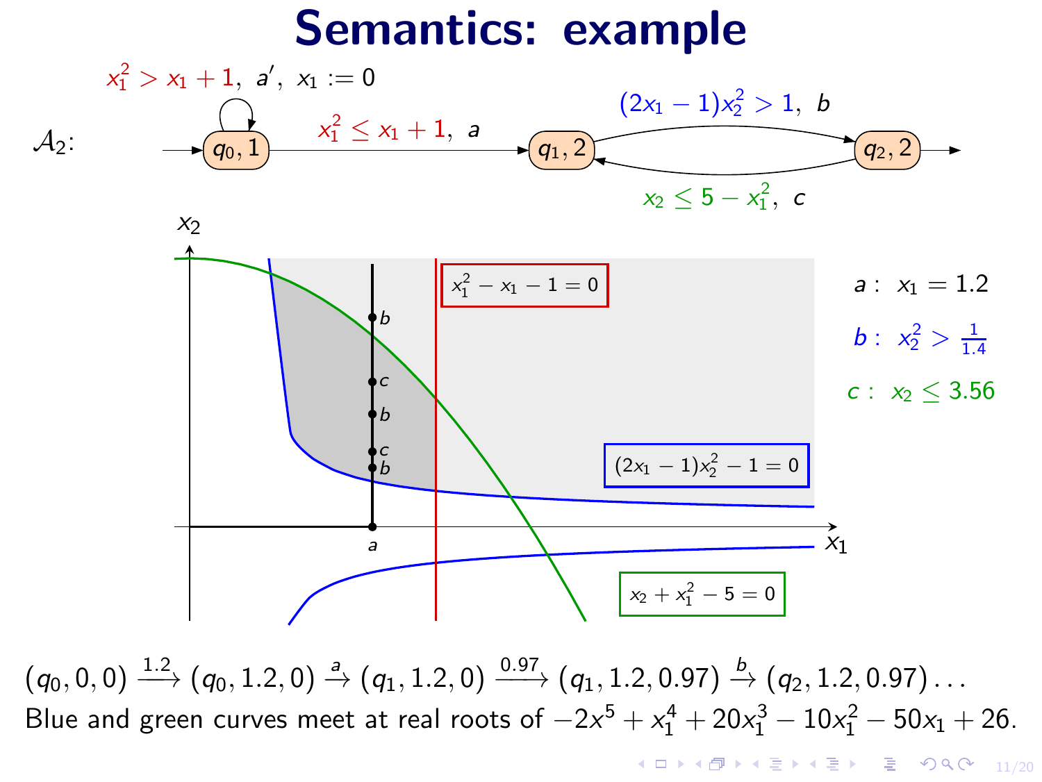# Semantics: example

$\mathcal{A}_2$:

- $(q_0, 1)$ (initial), self-loop: $x_1^2 > x_1 + 1,\ a',\ x_1 := 0$
- $(q_0, 1) \to (q_1, 2)$: $x_1^2 \le x_1 + 1,\ a$
- $(q_1, 2) \to (q_2, 2)$: $(2x_1 - 1)x_2^2 > 1,\ b$
- $(q_2, 2) \to (q_1, 2)$: $x_2 \le 5 - x_1^2,\ c$
- $(q_2, 2)$ (final)

Curves: $x_1^2 - x_1 - 1 = 0$, $(2x_1 - 1)x_2^2 - 1 = 0$, $x_2 + x_1^2 - 5 = 0$

$a:\ x_1 = 1.2$

$b:\ x_2^2 > \frac{1}{1.4}$

$c:\ x_2 \le 3.56$

$$(q_0, 0, 0) \xrightarrow{1.2} (q_0, 1.2, 0) \xrightarrow{a} (q_1, 1.2, 0) \xrightarrow{0.97} (q_1, 1.2, 0.97) \xrightarrow{b} (q_2, 1.2, 0.97) \ldots$$

Blue and green curves meet at real roots of $-2x^5 + x_1^4 + 20x_1^3 - 10x_1^2 - 50x_1 + 26$.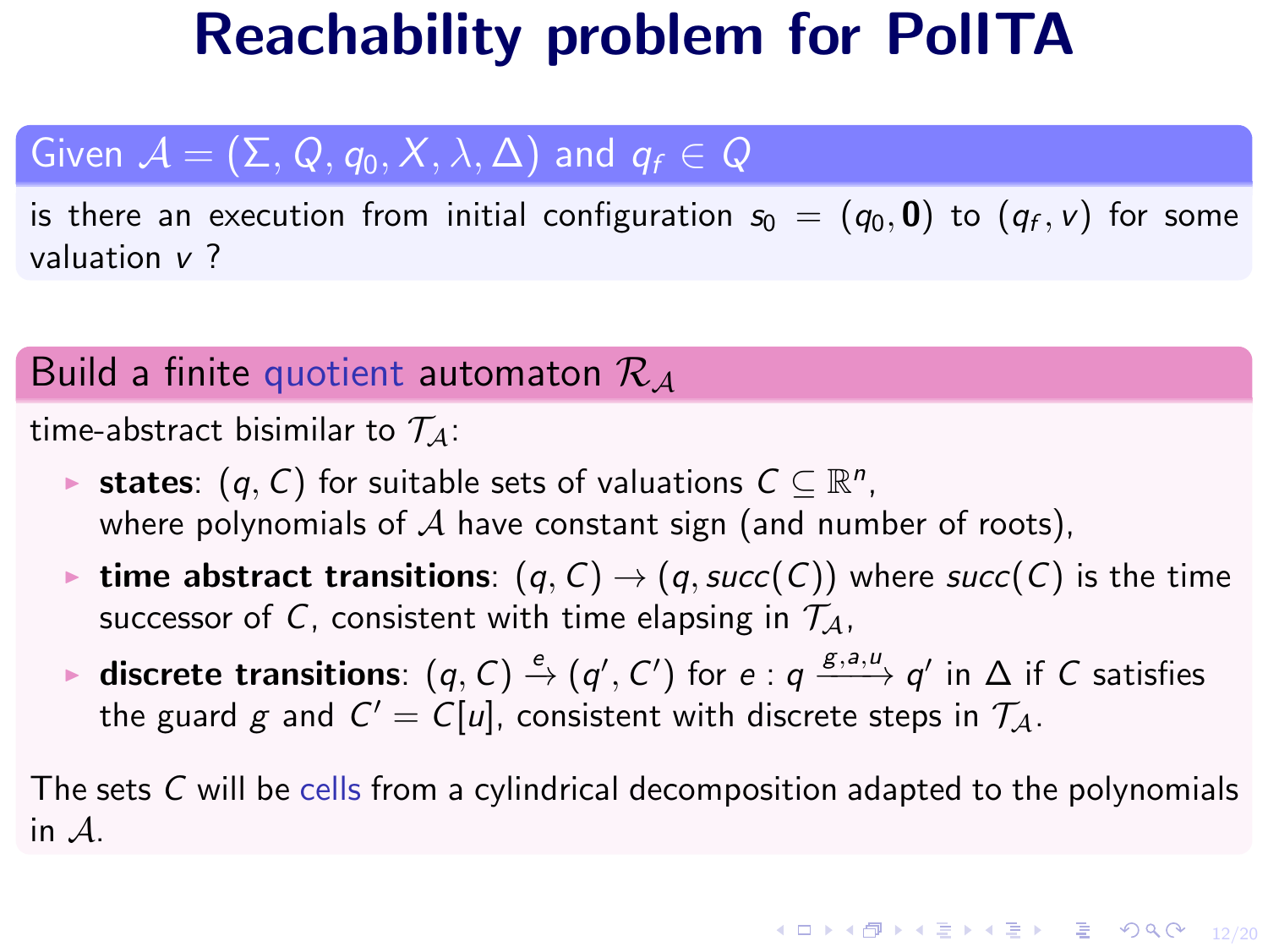# Reachability problem for PolITA

**Given $\mathcal{A} = (\Sigma, Q, q_0, X, \lambda, \Delta)$ and $q_f \in Q$**

is there an execution from initial configuration $s_0 = (q_0, \mathbf{0})$ to $(q_f, v)$ for some valuation $v$ ?

**Build a finite quotient automaton $\mathcal{R}_\mathcal{A}$**

time-abstract bisimilar to $\mathcal{T}_\mathcal{A}$:

- **states**: $(q, C)$ for suitable sets of valuations $C \subseteq \mathbb{R}^n$, where polynomials of $\mathcal{A}$ have constant sign (and number of roots),
- **time abstract transitions**: $(q, C) \to (q, succ(C))$ where $succ(C)$ is the time successor of $C$, consistent with time elapsing in $\mathcal{T}_\mathcal{A}$,
- **discrete transitions**: $(q, C) \xrightarrow{e} (q', C')$ for $e : q \xrightarrow{g,a,u} q'$ in $\Delta$ if $C$ satisfies the guard $g$ and $C' = C[u]$, consistent with discrete steps in $\mathcal{T}_\mathcal{A}$.

The sets $C$ will be cells from a cylindrical decomposition adapted to the polynomials in $\mathcal{A}$.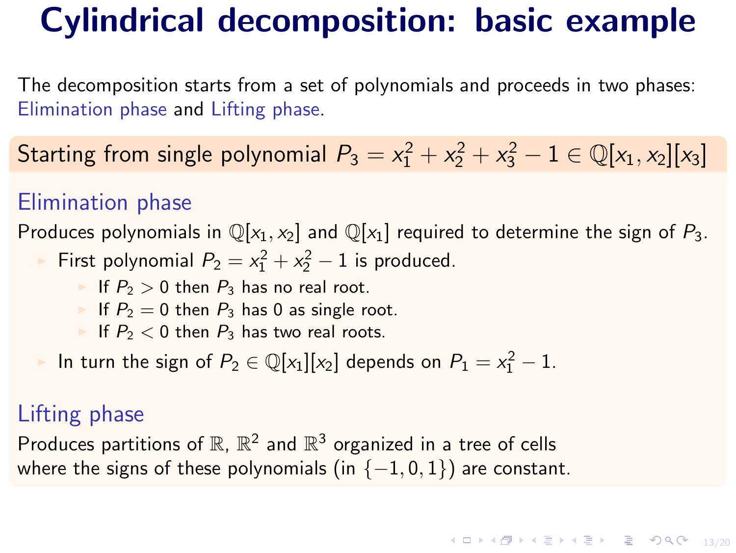# Cylindrical decomposition: basic example

The decomposition starts from a set of polynomials and proceeds in two phases: Elimination phase and Lifting phase.

## Starting from single polynomial $P_3 = x_1^2 + x_2^2 + x_3^2 - 1 \in \mathbb{Q}[x_1, x_2][x_3]$

### Elimination phase

Produces polynomials in $\mathbb{Q}[x_1, x_2]$ and $\mathbb{Q}[x_1]$ required to determine the sign of $P_3$.

- First polynomial $P_2 = x_1^2 + x_2^2 - 1$ is produced.
  - If $P_2 > 0$ then $P_3$ has no real root.
  - If $P_2 = 0$ then $P_3$ has 0 as single root.
  - If $P_2 < 0$ then $P_3$ has two real roots.
- In turn the sign of $P_2 \in \mathbb{Q}[x_1][x_2]$ depends on $P_1 = x_1^2 - 1$.

### Lifting phase

Produces partitions of $\mathbb{R}$, $\mathbb{R}^2$ and $\mathbb{R}^3$ organized in a tree of cells where the signs of these polynomials (in $\{-1, 0, 1\}$) are constant.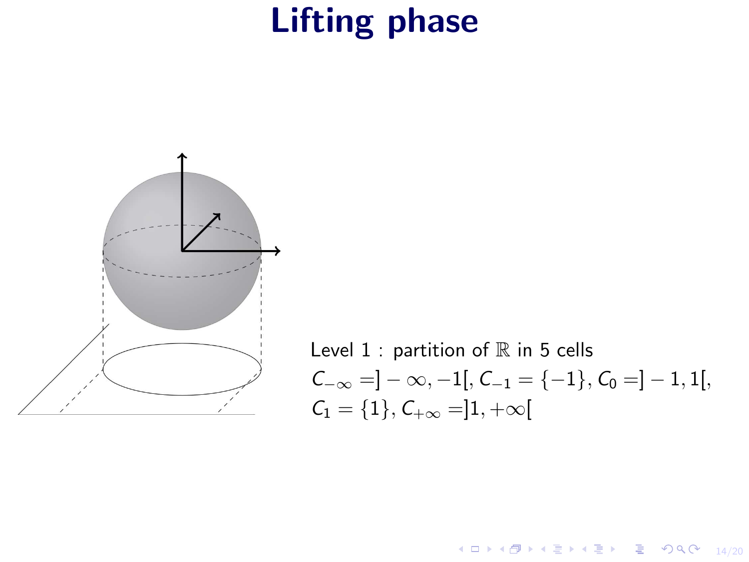# Lifting phase

Level 1 : partition of $\mathbb{R}$ in 5 cells

$C_{-\infty} = ]-\infty, -1[$, $C_{-1} = \{-1\}$, $C_0 = ]-1, 1[$,

$C_1 = \{1\}$, $C_{+\infty} = ]1, +\infty[$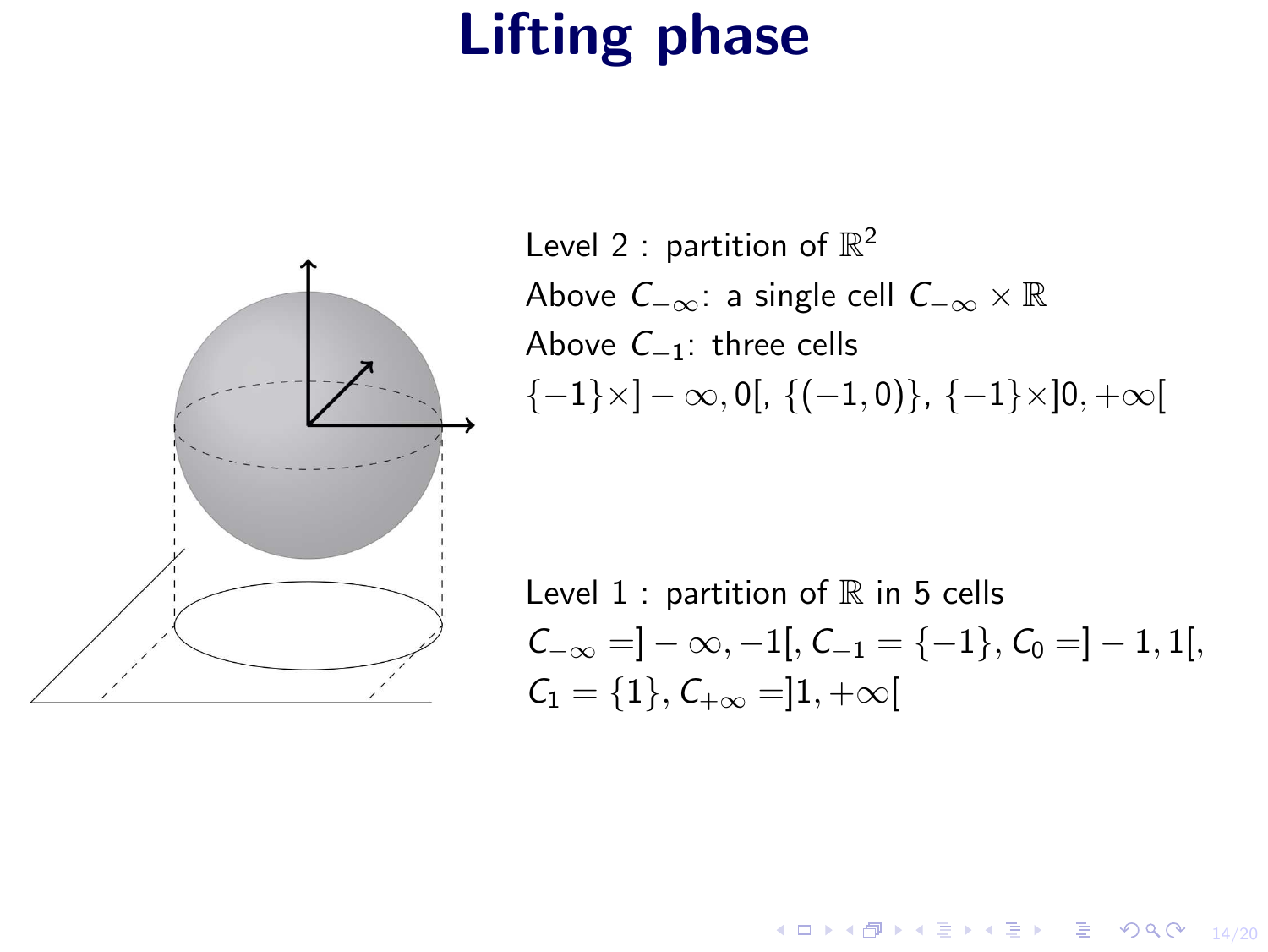# Lifting phase

Level 2 : partition of $\mathbb{R}^2$

Above $C_{-\infty}$: a single cell $C_{-\infty} \times \mathbb{R}$

Above $C_{-1}$: three cells

$\{-1\}\times]-\infty, 0[$, $\{(-1, 0)\}$, $\{-1\}\times]0, +\infty[$

Level 1 : partition of $\mathbb{R}$ in 5 cells

$C_{-\infty} = ]-\infty, -1[$, $C_{-1} = \{-1\}$, $C_0 = ]-1, 1[$,

$C_1 = \{1\}$, $C_{+\infty} = ]1, +\infty[$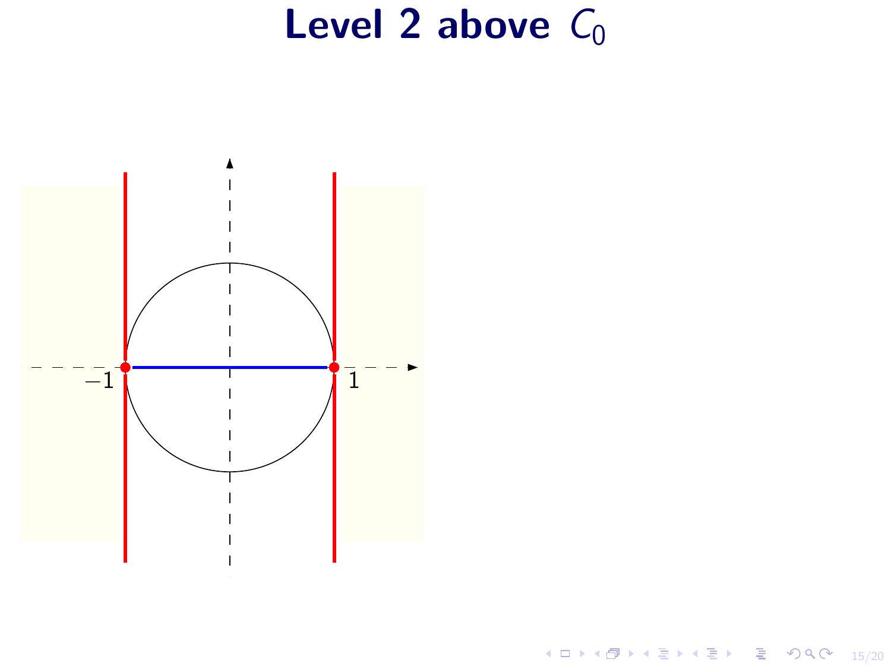# Level 2 above $C_0$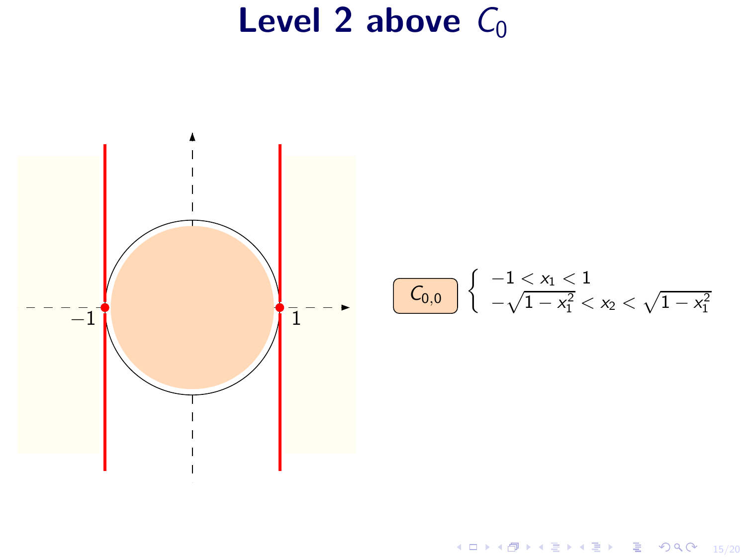# Level 2 above $C_0$

$-1$ $1$

$C_{0,0}$
$$\begin{cases} -1 < x_1 < 1 \\ -\sqrt{1-x_1^2} < x_2 < \sqrt{1-x_1^2} \end{cases}$$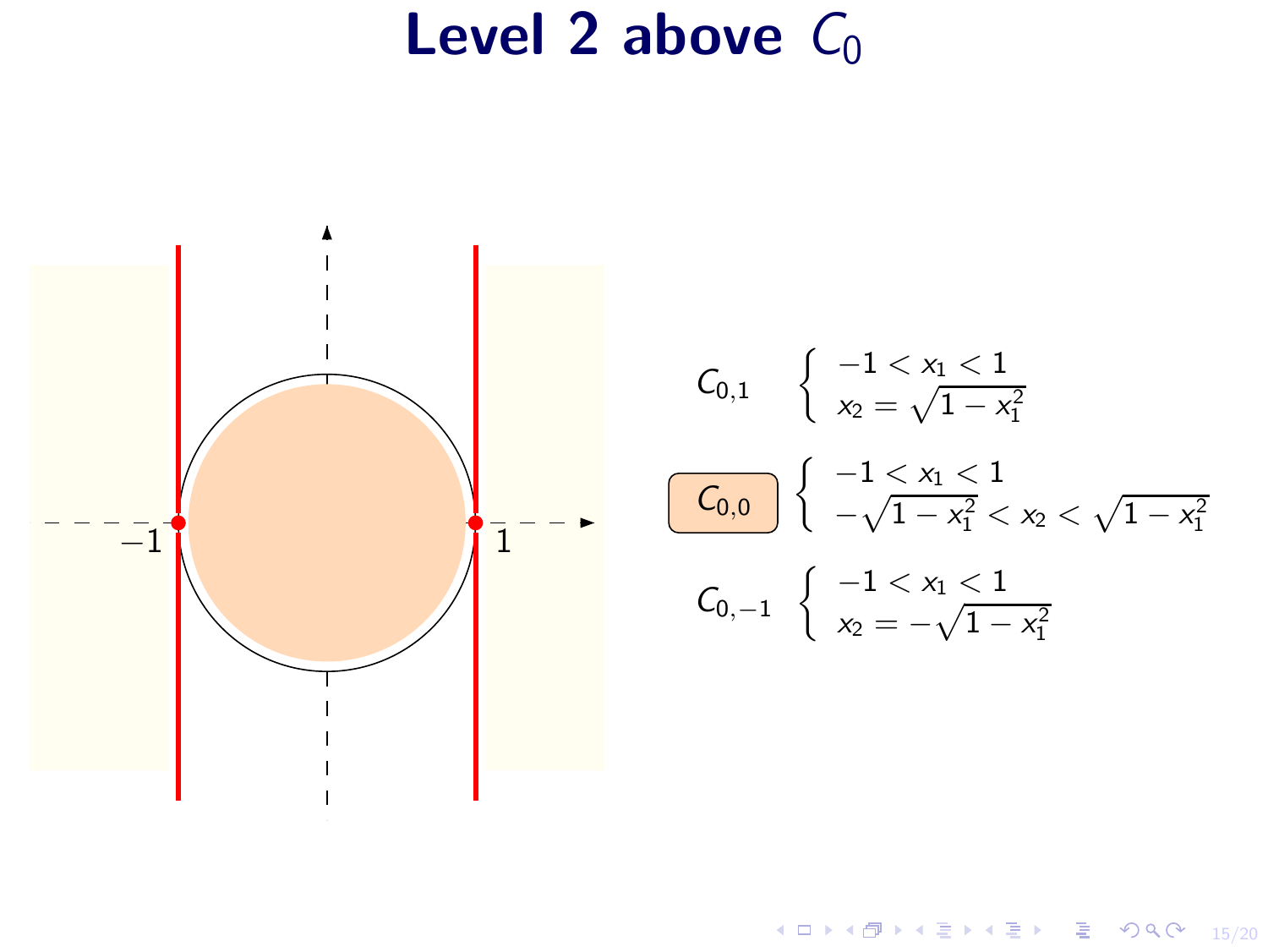# Level 2 above $C_0$

$C_{0,1}$ $\begin{cases} -1 < x_1 < 1 \\ x_2 = \sqrt{1 - x_1^2} \end{cases}$

$C_{0,0}$ $\begin{cases} -1 < x_1 < 1 \\ -\sqrt{1 - x_1^2} < x_2 < \sqrt{1 - x_1^2} \end{cases}$

$C_{0,-1}$ $\begin{cases} -1 < x_1 < 1 \\ x_2 = -\sqrt{1 - x_1^2} \end{cases}$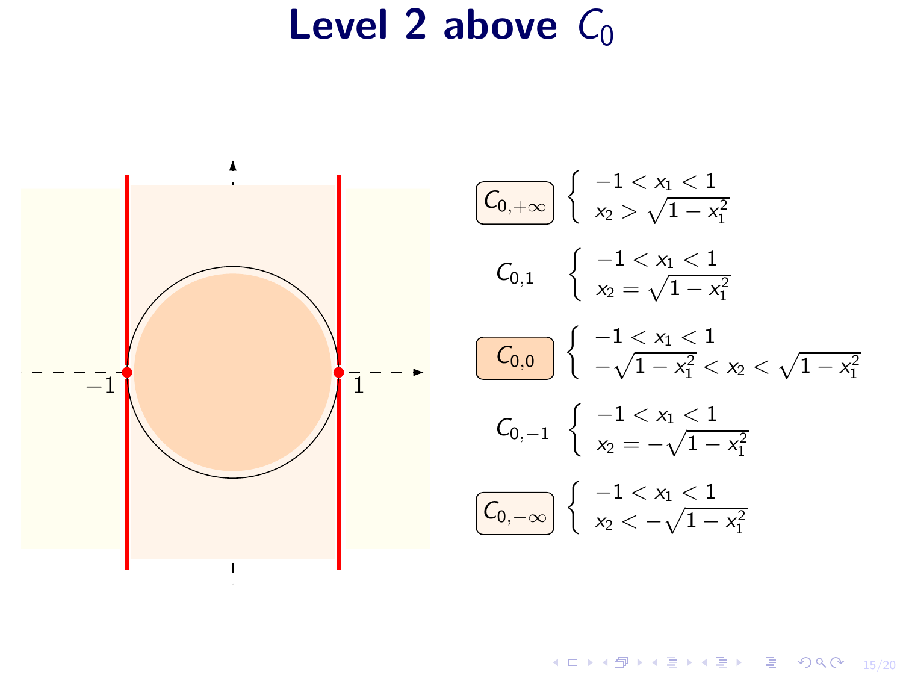# Level 2 above $C_0$

$C_{0,+\infty}$ $\begin{cases} -1 < x_1 < 1 \\ x_2 > \sqrt{1 - x_1^2} \end{cases}$

$C_{0,1}$ $\begin{cases} -1 < x_1 < 1 \\ x_2 = \sqrt{1 - x_1^2} \end{cases}$

$C_{0,0}$ $\begin{cases} -1 < x_1 < 1 \\ -\sqrt{1 - x_1^2} < x_2 < \sqrt{1 - x_1^2} \end{cases}$

$C_{0,-1}$ $\begin{cases} -1 < x_1 < 1 \\ x_2 = -\sqrt{1 - x_1^2} \end{cases}$

$C_{0,-\infty}$ $\begin{cases} -1 < x_1 < 1 \\ x_2 < -\sqrt{1 - x_1^2} \end{cases}$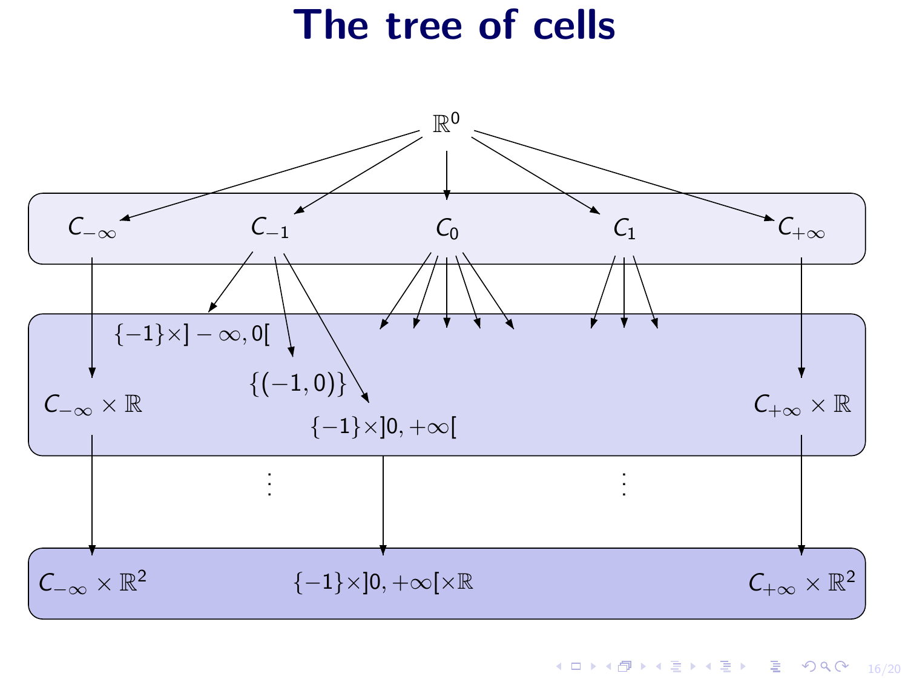# The tree of cells

$\mathbb{R}^0$

$C_{-\infty}$ $C_{-1}$ $C_0$ $C_1$ $C_{+\infty}$

$\{-1\}\times]-\infty,0[$

$\{(-1,0)\}$

$C_{-\infty}\times\mathbb{R}$

$\{-1\}\times]0,+\infty[$

$C_{+\infty}\times\mathbb{R}$

⋮ ⋮

$C_{-\infty}\times\mathbb{R}^2$ $\{-1\}\times]0,+\infty[\times\mathbb{R}$ $C_{+\infty}\times\mathbb{R}^2$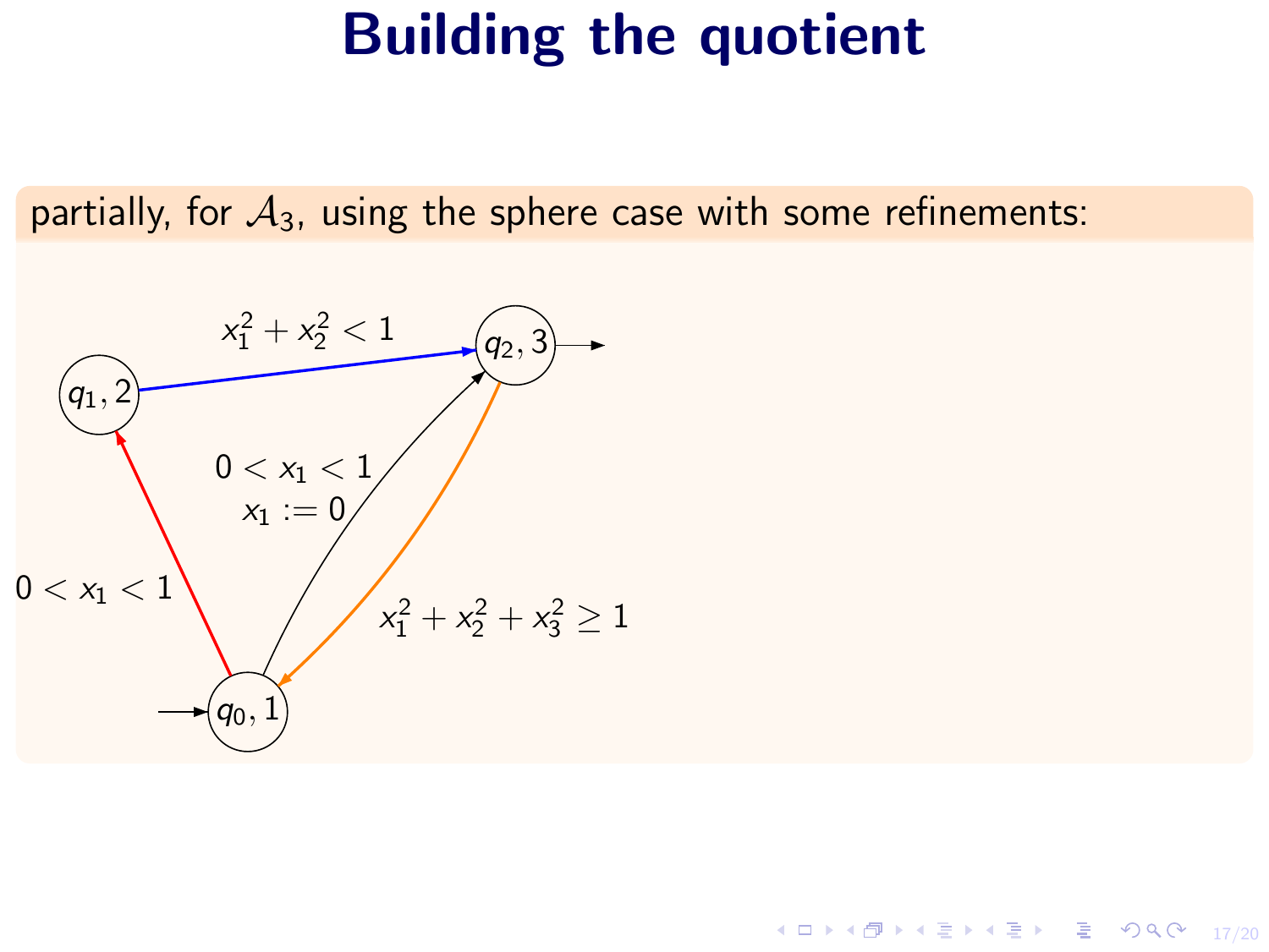# Building the quotient

partially, for $\mathcal{A}_3$, using the sphere case with some refinements:

$(q_0, 1) \xrightarrow{0 < x_1 < 1} (q_1, 2)$

$(q_0, 1) \xrightarrow{0 < x_1 < 1,\ x_1 := 0} (q_2, 3)$

$(q_1, 2) \xrightarrow{x_1^2 + x_2^2 < 1} (q_2, 3)$

$(q_2, 3) \xrightarrow{x_1^2 + x_2^2 + x_3^2 \geq 1} (q_0, 1)$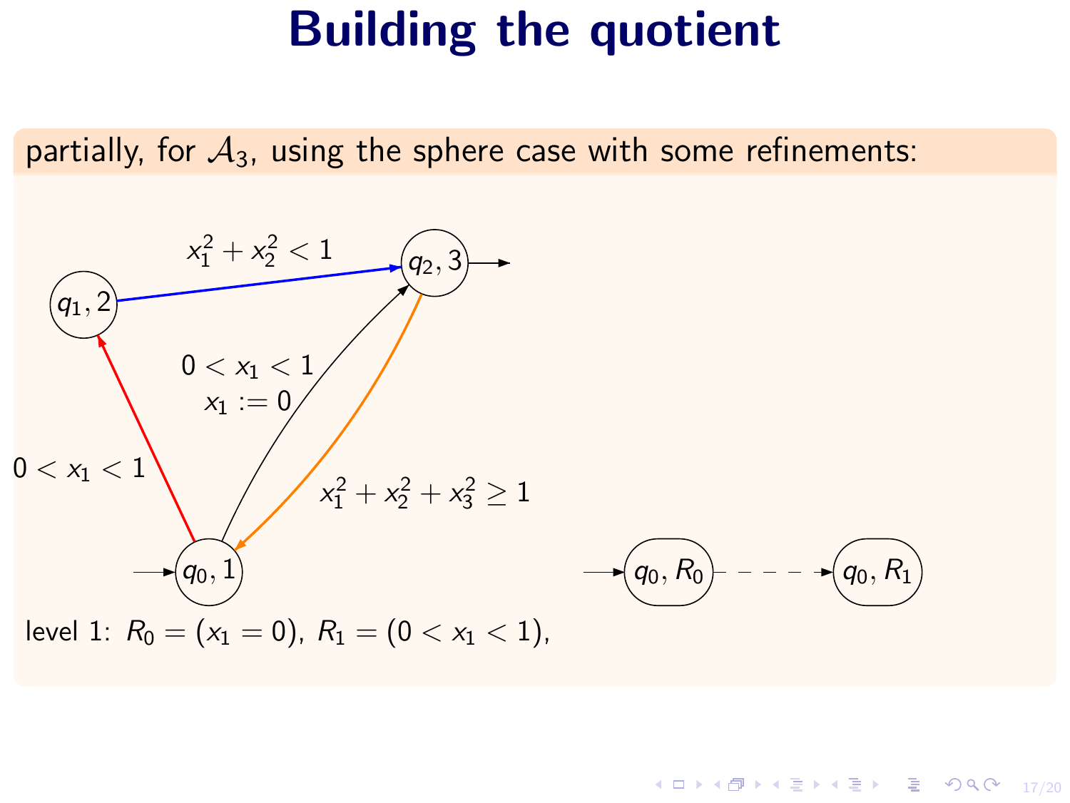# Building the quotient

partially, for $\mathcal{A}_3$, using the sphere case with some refinements:

$(q_1, 2)$ — $x_1^2 + x_2^2 < 1$ → $(q_2, 3)$

$(q_0, 1)$ — $0 < x_1 < 1$ → $(q_1, 2)$

$(q_0, 1)$ — $0 < x_1 < 1$, $x_1 := 0$ → $(q_2, 3)$

$(q_2, 3)$ — $x_1^2 + x_2^2 + x_3^2 \geq 1$ → $(q_0, 1)$

$(q_0, R_0)$ - - - → $(q_0, R_1)$

level 1: $R_0 = (x_1 = 0)$, $R_1 = (0 < x_1 < 1)$,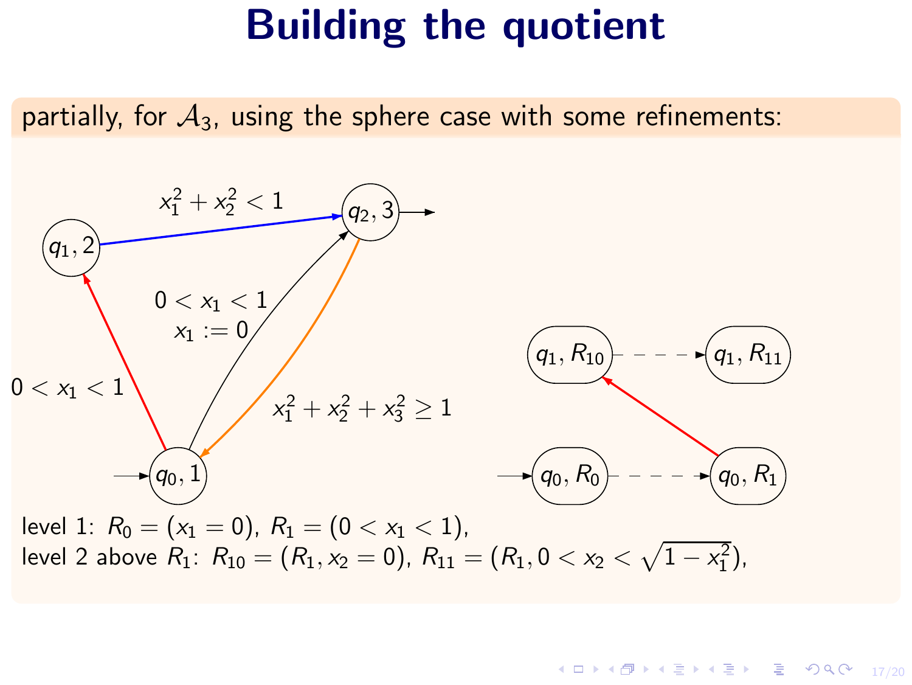# Building the quotient

partially, for $\mathcal{A}_3$, using the sphere case with some refinements:

level 1: $R_0 = (x_1 = 0)$, $R_1 = (0 < x_1 < 1)$,
level 2 above $R_1$: $R_{10} = (R_1, x_2 = 0)$, $R_{11} = (R_1, 0 < x_2 < \sqrt{1 - x_1^2})$,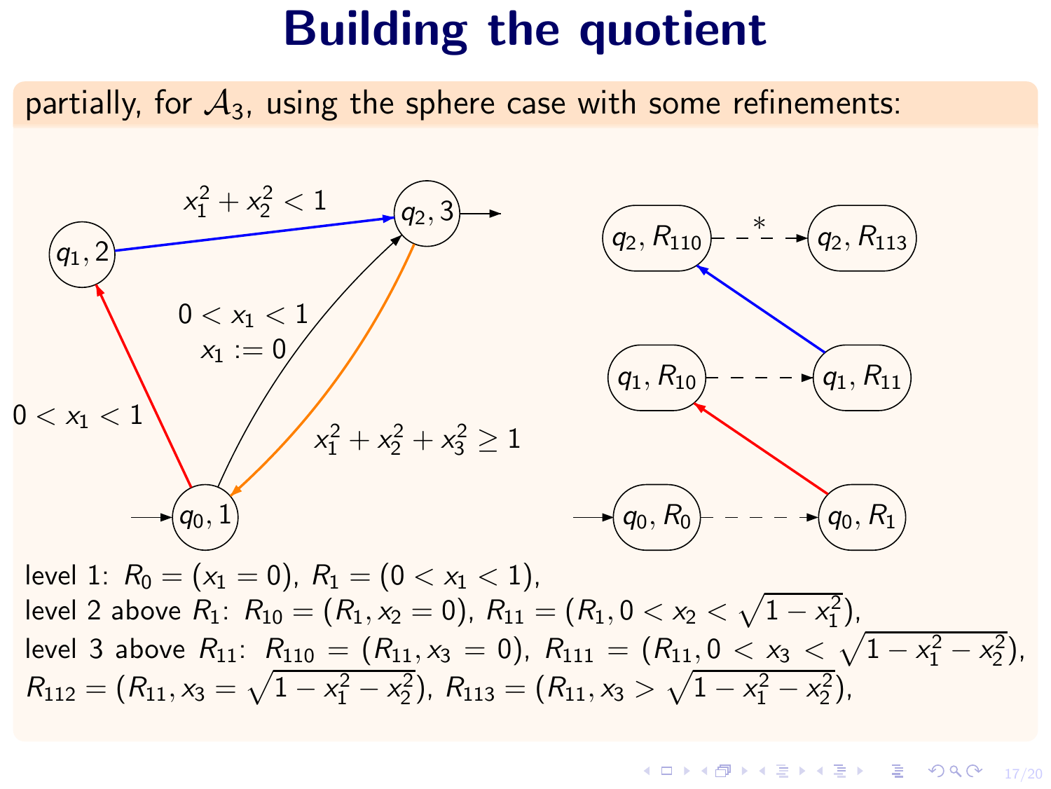# Building the quotient

partially, for $\mathcal{A}_3$, using the sphere case with some refinements:

$x_1^2 + x_2^2 < 1$

$(q_1, 2)$ $(q_2, 3)$

$0 < x_1 < 1$
$x_1 := 0$

$0 < x_1 < 1$

$x_1^2 + x_2^2 + x_3^2 \geq 1$

$(q_0, 1)$

$(q_2, R_{110})$ --- * ---> $(q_2, R_{113})$

$(q_1, R_{10})$ ------> $(q_1, R_{11})$

$(q_0, R_0)$ ------> $(q_0, R_1)$

level 1: $R_0 = (x_1 = 0)$, $R_1 = (0 < x_1 < 1)$,
level 2 above $R_1$: $R_{10} = (R_1, x_2 = 0)$, $R_{11} = (R_1, 0 < x_2 < \sqrt{1 - x_1^2})$,
level 3 above $R_{11}$: $R_{110} = (R_{11}, x_3 = 0)$, $R_{111} = (R_{11}, 0 < x_3 < \sqrt{1 - x_1^2 - x_2^2})$,
$R_{112} = (R_{11}, x_3 = \sqrt{1 - x_1^2 - x_2^2})$, $R_{113} = (R_{11}, x_3 > \sqrt{1 - x_1^2 - x_2^2})$,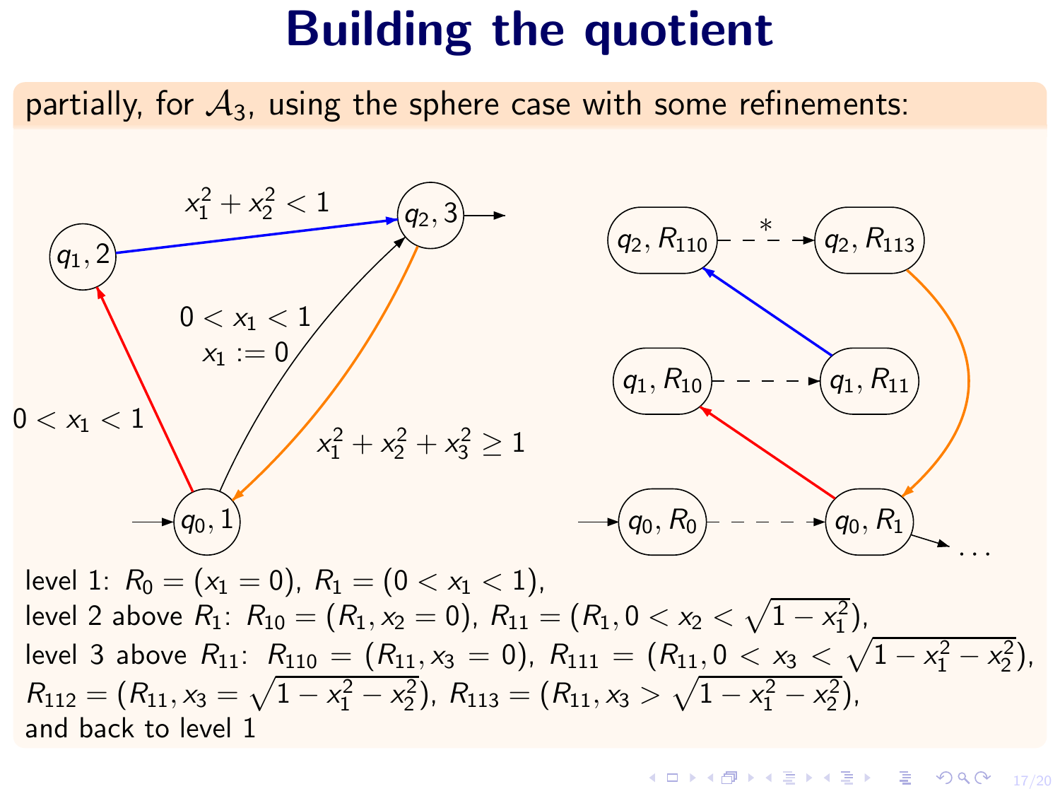# Building the quotient

partially, for $\mathcal{A}_3$, using the sphere case with some refinements:

level 1: $R_0 = (x_1 = 0)$, $R_1 = (0 < x_1 < 1)$,
level 2 above $R_1$: $R_{10} = (R_1, x_2 = 0)$, $R_{11} = (R_1, 0 < x_2 < \sqrt{1 - x_1^2})$,
level 3 above $R_{11}$: $R_{110} = (R_{11}, x_3 = 0)$, $R_{111} = (R_{11}, 0 < x_3 < \sqrt{1 - x_1^2 - x_2^2})$,
$R_{112} = (R_{11}, x_3 = \sqrt{1 - x_1^2 - x_2^2})$, $R_{113} = (R_{11}, x_3 > \sqrt{1 - x_1^2 - x_2^2})$,
and back to level 1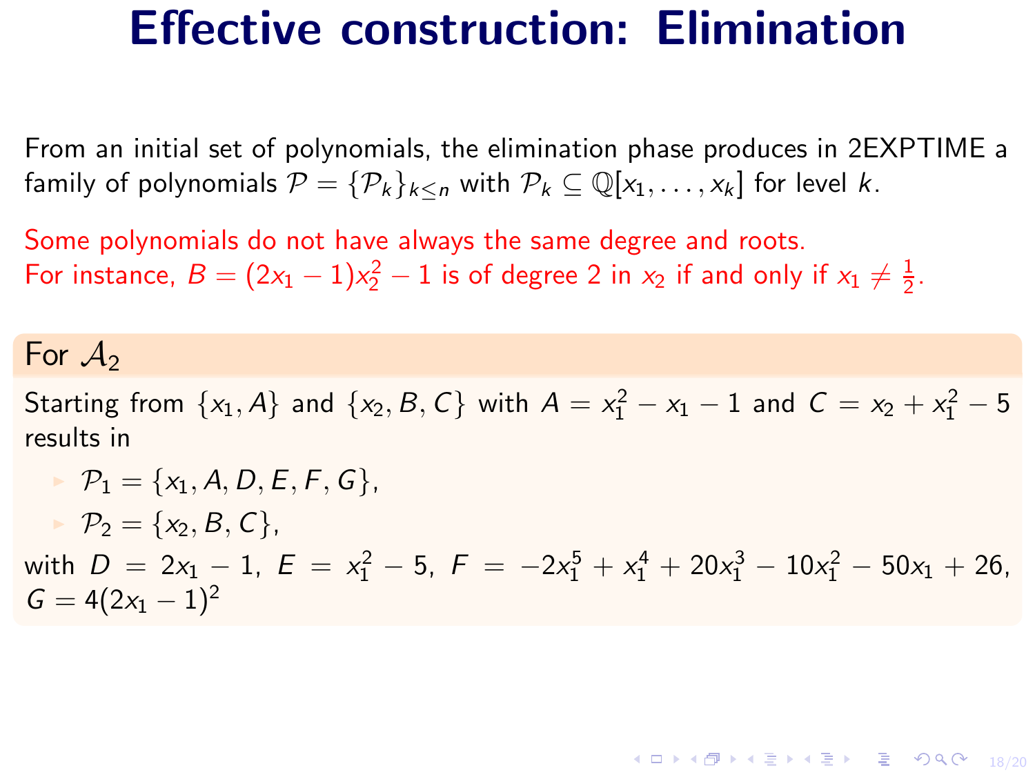# Effective construction: Elimination

From an initial set of polynomials, the elimination phase produces in 2EXPTIME a family of polynomials $\mathcal{P} = \{\mathcal{P}_k\}_{k \leq n}$ with $\mathcal{P}_k \subseteq \mathbb{Q}[x_1, \ldots, x_k]$ for level $k$.

Some polynomials do not have always the same degree and roots.
For instance, $B = (2x_1 - 1)x_2^2 - 1$ is of degree 2 in $x_2$ if and only if $x_1 \neq \frac{1}{2}$.

**For $\mathcal{A}_2$**

Starting from $\{x_1, A\}$ and $\{x_2, B, C\}$ with $A = x_1^2 - x_1 - 1$ and $C = x_2 + x_1^2 - 5$ results in

- $\mathcal{P}_1 = \{x_1, A, D, E, F, G\}$,
- $\mathcal{P}_2 = \{x_2, B, C\}$,

with $D = 2x_1 - 1$, $E = x_1^2 - 5$, $F = -2x_1^5 + x_1^4 + 20x_1^3 - 10x_1^2 - 50x_1 + 26$, $G = 4(2x_1 - 1)^2$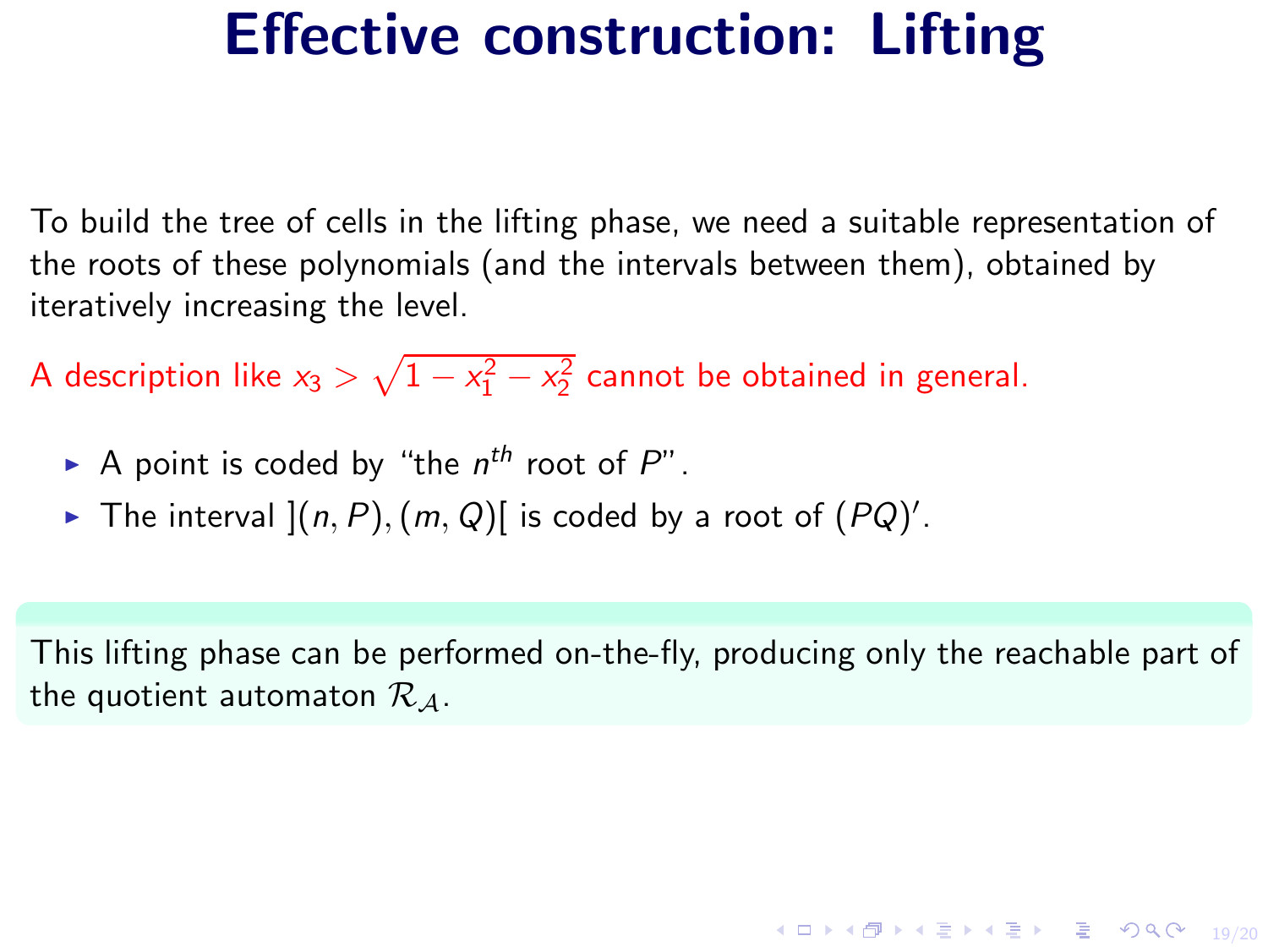# Effective construction: Lifting

To build the tree of cells in the lifting phase, we need a suitable representation of the roots of these polynomials (and the intervals between them), obtained by iteratively increasing the level.

A description like $x_3 > \sqrt{1 - x_1^2 - x_2^2}$ cannot be obtained in general.

- A point is coded by "the $n^{th}$ root of $P$".
- The interval $](n, P), (m, Q)[$ is coded by a root of $(PQ)'$.

This lifting phase can be performed on-the-fly, producing only the reachable part of the quotient automaton $\mathcal{R}_{\mathcal{A}}$.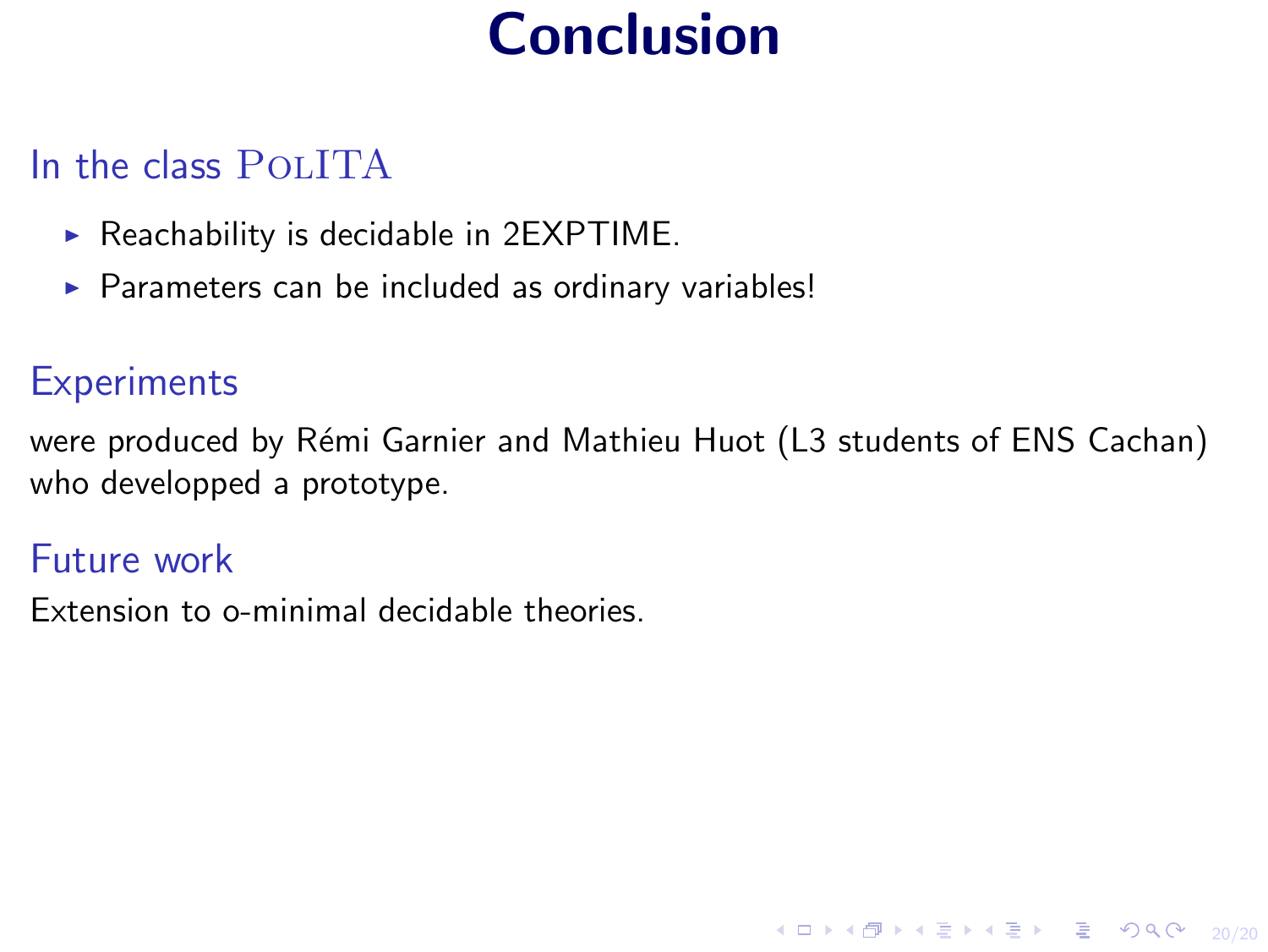# Conclusion

## In the class PolITA

- Reachability is decidable in 2EXPTIME.
- Parameters can be included as ordinary variables!

## Experiments

were produced by Rémi Garnier and Mathieu Huot (L3 students of ENS Cachan) who developped a prototype.

## Future work

Extension to o-minimal decidable theories.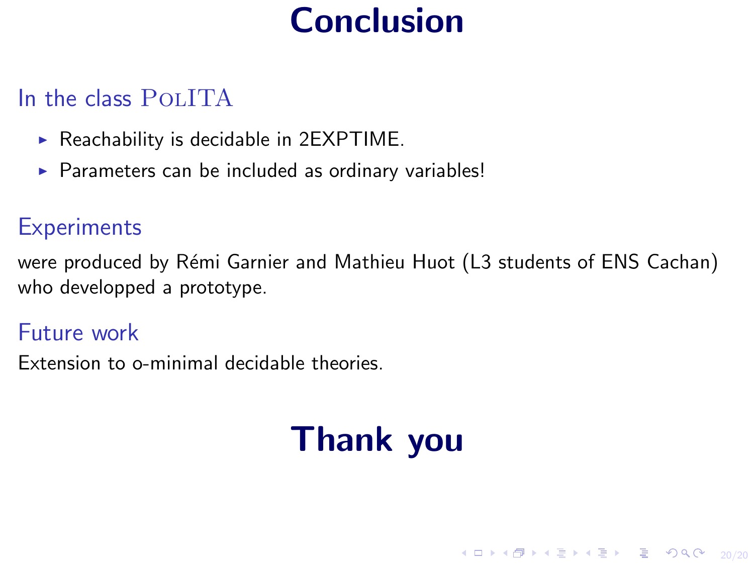# Conclusion

## In the class PolITA

- Reachability is decidable in 2EXPTIME.
- Parameters can be included as ordinary variables!

## Experiments

were produced by Rémi Garnier and Mathieu Huot (L3 students of ENS Cachan) who developped a prototype.

## Future work

Extension to o-minimal decidable theories.

# Thank you